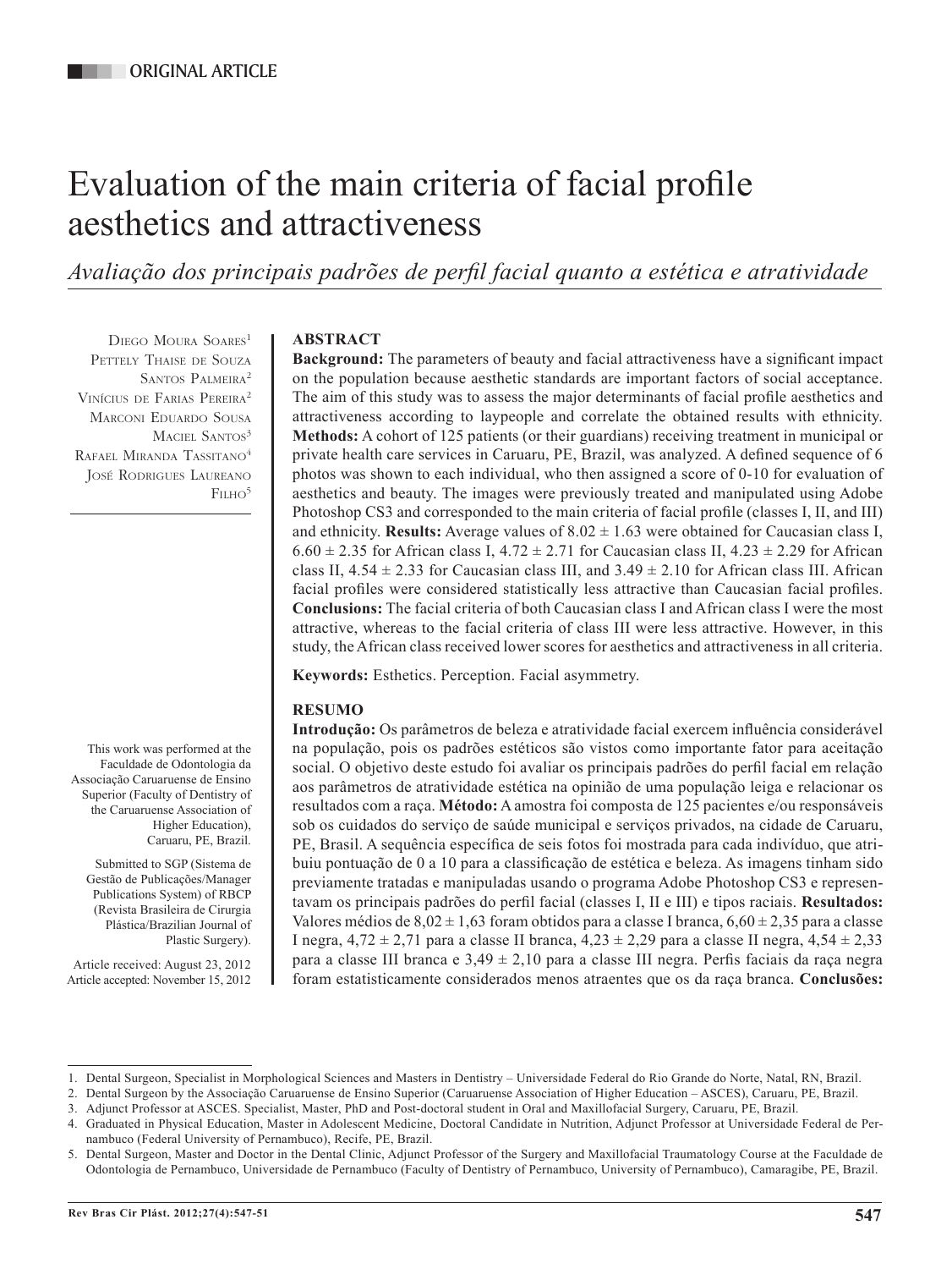ORIGINAL ARTICLE

# Evaluation of the main criteria of facial profile aesthetics and attractiveness

*Avaliação dos principais padrões de perfil facial quanto a estética e atratividade*

Diego Moura Soares[1]
Pettely Thaise de Souza Santos Palmeira[2]
Vinícius de Farias Pereira[2]
Marconi Eduardo Sousa Maciel Santos[3]
Rafael Miranda Tassitano[4]
José Rodrigues Laureano Filho[5]

This work was performed at the Faculdade de Odontologia da Associação Caruaruense de Ensino Superior (Faculty of Dentistry of the Caruaruense Association of Higher Education), Caruaru, PE, Brazil.

Submitted to SGP (Sistema de Gestão de Publicações/Manager Publications System) of RBCP (Revista Brasileira de Cirurgia Plástica/Brazilian Journal of Plastic Surgery).

Article received: August 23, 2012
Article accepted: November 15, 2012

## ABSTRACT

**Background:** The parameters of beauty and facial attractiveness have a significant impact on the population because aesthetic standards are important factors of social acceptance. The aim of this study was to assess the major determinants of facial profile aesthetics and attractiveness according to laypeople and correlate the obtained results with ethnicity. **Methods:** A cohort of 125 patients (or their guardians) receiving treatment in municipal or private health care services in Caruaru, PE, Brazil, was analyzed. A defined sequence of 6 photos was shown to each individual, who then assigned a score of 0-10 for evaluation of aesthetics and beauty. The images were previously treated and manipulated using Adobe Photoshop CS3 and corresponded to the main criteria of facial profile (classes I, II, and III) and ethnicity. **Results:** Average values of $8.02 \pm 1.63$ were obtained for Caucasian class I, $6.60 \pm 2.35$ for African class I, $4.72 \pm 2.71$ for Caucasian class II, $4.23 \pm 2.29$ for African class II, $4.54 \pm 2.33$ for Caucasian class III, and $3.49 \pm 2.10$ for African class III. African facial profiles were considered statistically less attractive than Caucasian facial profiles. **Conclusions:** The facial criteria of both Caucasian class I and African class I were the most attractive, whereas to the facial criteria of class III were less attractive. However, in this study, the African class received lower scores for aesthetics and attractiveness in all criteria.

**Keywords:** Esthetics. Perception. Facial asymmetry.

## RESUMO

**Introdução:** Os parâmetros de beleza e atratividade facial exercem influência considerável na população, pois os padrões estéticos são vistos como importante fator para aceitação social. O objetivo deste estudo foi avaliar os principais padrões do perfil facial em relação aos parâmetros de atratividade estética na opinião de uma população leiga e relacionar os resultados com a raça. **Método:** A amostra foi composta de 125 pacientes e/ou responsáveis sob os cuidados do serviço de saúde municipal e serviços privados, na cidade de Caruaru, PE, Brasil. A sequência específica de seis fotos foi mostrada para cada indivíduo, que atribuiu pontuação de 0 a 10 para a classificação de estética e beleza. As imagens tinham sido previamente tratadas e manipuladas usando o programa Adobe Photoshop CS3 e representavam os principais padrões do perfil facial (classes I, II e III) e tipos raciais. **Resultados:** Valores médios de $8{,}02 \pm 1{,}63$ foram obtidos para a classe I branca, $6{,}60 \pm 2{,}35$ para a classe I negra, $4{,}72 \pm 2{,}71$ para a classe II branca, $4{,}23 \pm 2{,}29$ para a classe II negra, $4{,}54 \pm 2{,}33$ para a classe III branca e $3{,}49 \pm 2{,}10$ para a classe III negra. Perfis faciais da raça negra foram estatisticamente considerados menos atraentes que os da raça branca. **Conclusões:**

---

1. Dental Surgeon, Specialist in Morphological Sciences and Masters in Dentistry – Universidade Federal do Rio Grande do Norte, Natal, RN, Brazil.
2. Dental Surgeon by the Associação Caruaruense de Ensino Superior (Caruaruense Association of Higher Education – ASCES), Caruaru, PE, Brazil.
3. Adjunct Professor at ASCES. Specialist, Master, PhD and Post-doctoral student in Oral and Maxillofacial Surgery, Caruaru, PE, Brazil.
4. Graduated in Physical Education, Master in Adolescent Medicine, Doctoral Candidate in Nutrition, Adjunct Professor at Universidade Federal de Pernambuco (Federal University of Pernambuco), Recife, PE, Brazil.
5. Dental Surgeon, Master and Doctor in the Dental Clinic, Adjunct Professor of the Surgery and Maxillofacial Traumatology Course at the Faculdade de Odontologia de Pernambuco, Universidade de Pernambuco (Faculty of Dentistry of Pernambuco, University of Pernambuco), Camaragibe, PE, Brazil.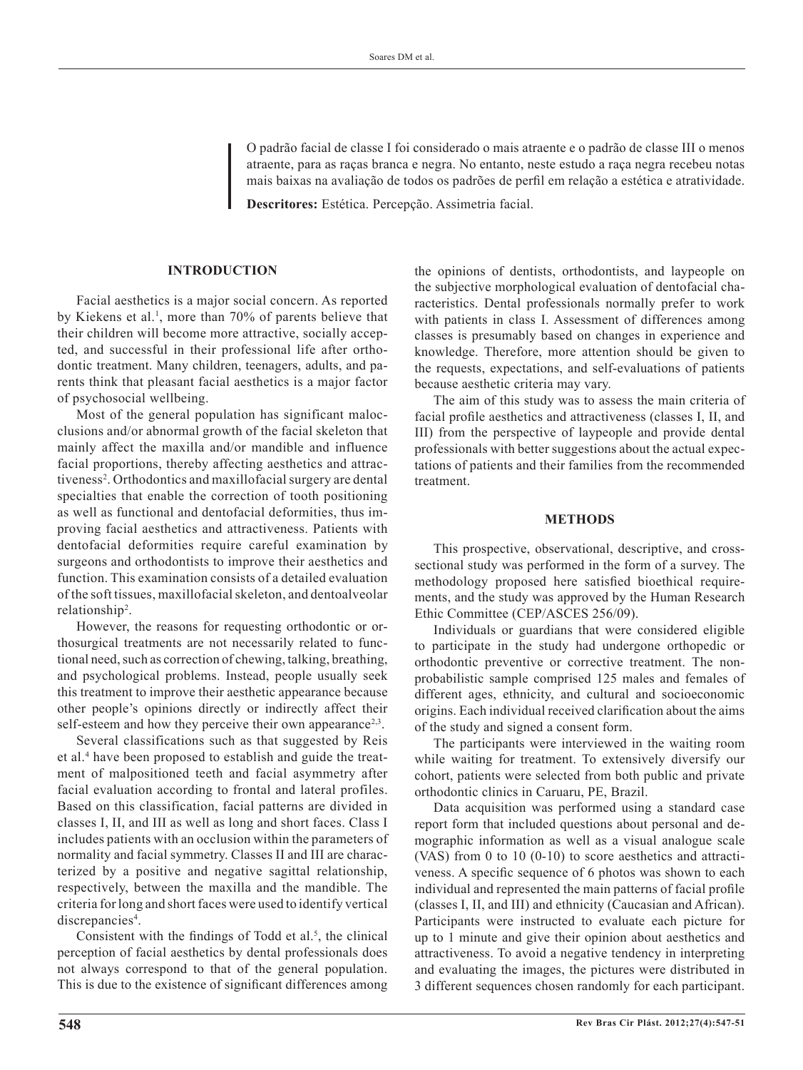O padrão facial de classe I foi considerado o mais atraente e o padrão de classe III o menos atraente, para as raças branca e negra. No entanto, neste estudo a raça negra recebeu notas mais baixas na avaliação de todos os padrões de perfil em relação a estética e atratividade.

**Descritores:** Estética. Percepção. Assimetria facial.

## INTRODUCTION

Facial aesthetics is a major social concern. As reported by Kiekens et al.[1], more than 70% of parents believe that their children will become more attractive, socially accepted, and successful in their professional life after orthodontic treatment. Many children, teenagers, adults, and parents think that pleasant facial aesthetics is a major factor of psychosocial wellbeing.

Most of the general population has significant malocclusions and/or abnormal growth of the facial skeleton that mainly affect the maxilla and/or mandible and influence facial proportions, thereby affecting aesthetics and attractiveness[2]. Orthodontics and maxillofacial surgery are dental specialties that enable the correction of tooth positioning as well as functional and dentofacial deformities, thus improving facial aesthetics and attractiveness. Patients with dentofacial deformities require careful examination by surgeons and orthodontists to improve their aesthetics and function. This examination consists of a detailed evaluation of the soft tissues, maxillofacial skeleton, and dentoalveolar relationship[2].

However, the reasons for requesting orthodontic or orthosurgical treatments are not necessarily related to functional need, such as correction of chewing, talking, breathing, and psychological problems. Instead, people usually seek this treatment to improve their aesthetic appearance because other people's opinions directly or indirectly affect their self-esteem and how they perceive their own appearance[2,3].

Several classifications such as that suggested by Reis et al.[4] have been proposed to establish and guide the treatment of malpositioned teeth and facial asymmetry after facial evaluation according to frontal and lateral profiles. Based on this classification, facial patterns are divided in classes I, II, and III as well as long and short faces. Class I includes patients with an occlusion within the parameters of normality and facial symmetry. Classes II and III are characterized by a positive and negative sagittal relationship, respectively, between the maxilla and the mandible. The criteria for long and short faces were used to identify vertical discrepancies[4].

Consistent with the findings of Todd et al.[5], the clinical perception of facial aesthetics by dental professionals does not always correspond to that of the general population. This is due to the existence of significant differences among the opinions of dentists, orthodontists, and laypeople on the subjective morphological evaluation of dentofacial characteristics. Dental professionals normally prefer to work with patients in class I. Assessment of differences among classes is presumably based on changes in experience and knowledge. Therefore, more attention should be given to the requests, expectations, and self-evaluations of patients because aesthetic criteria may vary.

The aim of this study was to assess the main criteria of facial profile aesthetics and attractiveness (classes I, II, and III) from the perspective of laypeople and provide dental professionals with better suggestions about the actual expectations of patients and their families from the recommended treatment.

## METHODS

This prospective, observational, descriptive, and cross-sectional study was performed in the form of a survey. The methodology proposed here satisfied bioethical requirements, and the study was approved by the Human Research Ethic Committee (CEP/ASCES 256/09).

Individuals or guardians that were considered eligible to participate in the study had undergone orthopedic or orthodontic preventive or corrective treatment. The non-probabilistic sample comprised 125 males and females of different ages, ethnicity, and cultural and socioeconomic origins. Each individual received clarification about the aims of the study and signed a consent form.

The participants were interviewed in the waiting room while waiting for treatment. To extensively diversify our cohort, patients were selected from both public and private orthodontic clinics in Caruaru, PE, Brazil.

Data acquisition was performed using a standard case report form that included questions about personal and demographic information as well as a visual analogue scale (VAS) from 0 to 10 (0-10) to score aesthetics and attractiveness. A specific sequence of 6 photos was shown to each individual and represented the main patterns of facial profile (classes I, II, and III) and ethnicity (Caucasian and African). Participants were instructed to evaluate each picture for up to 1 minute and give their opinion about aesthetics and attractiveness. To avoid a negative tendency in interpreting and evaluating the images, the pictures were distributed in 3 different sequences chosen randomly for each participant.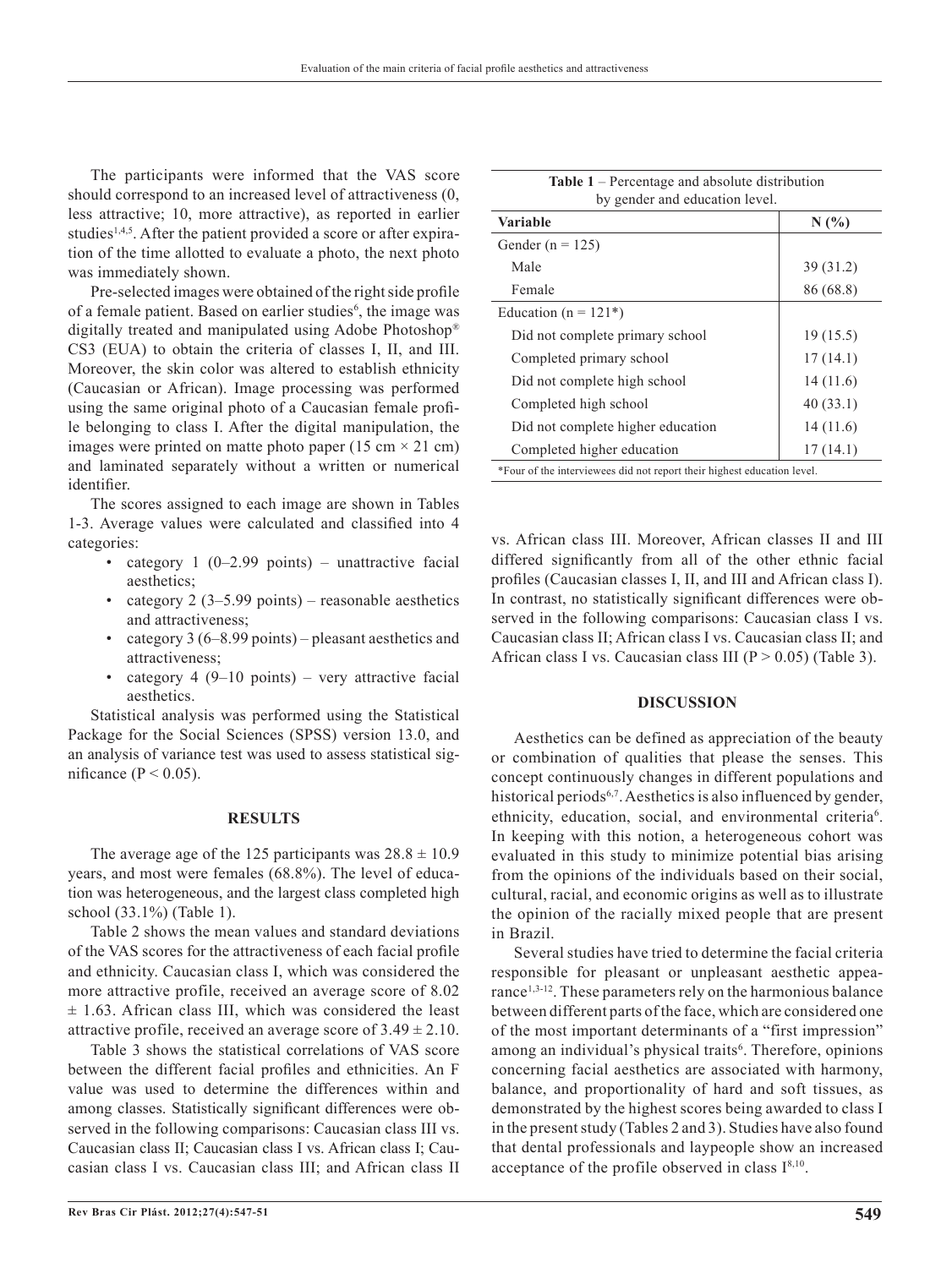The participants were informed that the VAS score should correspond to an increased level of attractiveness (0, less attractive; 10, more attractive), as reported in earlier studies[1,4,5]. After the patient provided a score or after expiration of the time allotted to evaluate a photo, the next photo was immediately shown.

Pre-selected images were obtained of the right side profile of a female patient. Based on earlier studies[6], the image was digitally treated and manipulated using Adobe Photoshop® CS3 (EUA) to obtain the criteria of classes I, II, and III. Moreover, the skin color was altered to establish ethnicity (Caucasian or African). Image processing was performed using the same original photo of a Caucasian female profile belonging to class I. After the digital manipulation, the images were printed on matte photo paper (15 cm × 21 cm) and laminated separately without a written or numerical identifier.

The scores assigned to each image are shown in Tables 1-3. Average values were calculated and classified into 4 categories:

- category 1 (0–2.99 points) – unattractive facial aesthetics;
- category 2 (3–5.99 points) – reasonable aesthetics and attractiveness;
- category 3 (6–8.99 points) – pleasant aesthetics and attractiveness;
- category 4 (9–10 points) – very attractive facial aesthetics.

Statistical analysis was performed using the Statistical Package for the Social Sciences (SPSS) version 13.0, and an analysis of variance test was used to assess statistical significance ($P < 0.05$).

## RESULTS

The average age of the 125 participants was $28.8 \pm 10.9$ years, and most were females (68.8%). The level of education was heterogeneous, and the largest class completed high school (33.1%) (Table 1).

**Table 1** – Percentage and absolute distribution by gender and education level.

| Variable | N (%) |
|---|---|
| Gender (n = 125) | |
| Male | 39 (31.2) |
| Female | 86 (68.8) |
| Education (n = 121*) | |
| Did not complete primary school | 19 (15.5) |
| Completed primary school | 17 (14.1) |
| Did not complete high school | 14 (11.6) |
| Completed high school | 40 (33.1) |
| Did not complete higher education | 14 (11.6) |
| Completed higher education | 17 (14.1) |

*Four of the interviewees did not report their highest education level.

Table 2 shows the mean values and standard deviations of the VAS scores for the attractiveness of each facial profile and ethnicity. Caucasian class I, which was considered the more attractive profile, received an average score of $8.02 \pm 1.63$. African class III, which was considered the least attractive profile, received an average score of $3.49 \pm 2.10$.

Table 3 shows the statistical correlations of VAS score between the different facial profiles and ethnicities. An F value was used to determine the differences within and among classes. Statistically significant differences were observed in the following comparisons: Caucasian class III vs. Caucasian class II; Caucasian class I vs. African class I; Caucasian class I vs. Caucasian class III; and African class II vs. African class III. Moreover, African classes II and III differed significantly from all of the other ethnic facial profiles (Caucasian classes I, II, and III and African class I). In contrast, no statistically significant differences were observed in the following comparisons: Caucasian class I vs. Caucasian class II; African class I vs. Caucasian class II; and African class I vs. Caucasian class III ($P > 0.05$) (Table 3).

## DISCUSSION

Aesthetics can be defined as appreciation of the beauty or combination of qualities that please the senses. This concept continuously changes in different populations and historical periods[6,7]. Aesthetics is also influenced by gender, ethnicity, education, social, and environmental criteria[6]. In keeping with this notion, a heterogeneous cohort was evaluated in this study to minimize potential bias arising from the opinions of the individuals based on their social, cultural, racial, and economic origins as well as to illustrate the opinion of the racially mixed people that are present in Brazil.

Several studies have tried to determine the facial criteria responsible for pleasant or unpleasant aesthetic appearance[1,3-12]. These parameters rely on the harmonious balance between different parts of the face, which are considered one of the most important determinants of a "first impression" among an individual's physical traits[6]. Therefore, opinions concerning facial aesthetics are associated with harmony, balance, and proportionality of hard and soft tissues, as demonstrated by the highest scores being awarded to class I in the present study (Tables 2 and 3). Studies have also found that dental professionals and laypeople show an increased acceptance of the profile observed in class I[8,10].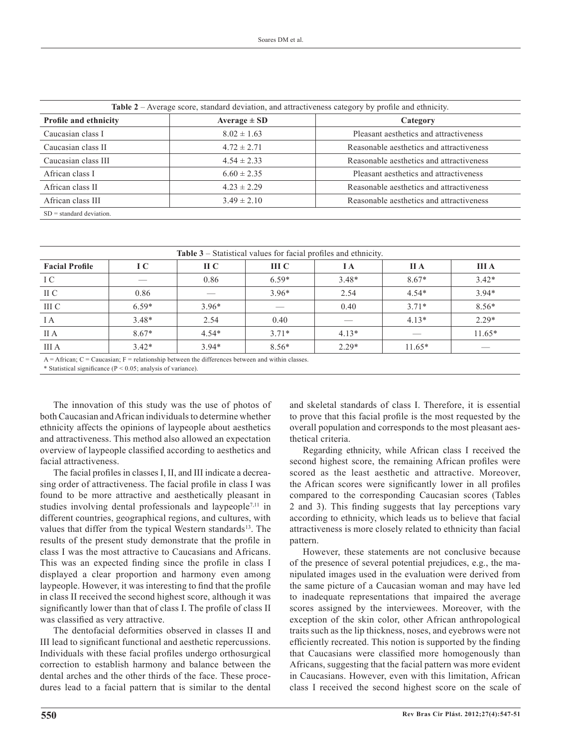**Table 2** – Average score, standard deviation, and attractiveness category by profile and ethnicity.

| Profile and ethnicity | Average ± SD | Category |
|---|---|---|
| Caucasian class I | 8.02 ± 1.63 | Pleasant aesthetics and attractiveness |
| Caucasian class II | 4.72 ± 2.71 | Reasonable aesthetics and attractiveness |
| Caucasian class III | 4.54 ± 2.33 | Reasonable aesthetics and attractiveness |
| African class I | 6.60 ± 2.35 | Pleasant aesthetics and attractiveness |
| African class II | 4.23 ± 2.29 | Reasonable aesthetics and attractiveness |
| African class III | 3.49 ± 2.10 | Reasonable aesthetics and attractiveness |

SD = standard deviation.

**Table 3** – Statistical values for facial profiles and ethnicity.

| Facial Profile | I C | II C | III C | I A | II A | III A |
|---|---|---|---|---|---|---|
| I C | — | 0.86 | 6.59* | 3.48* | 8.67* | 3.42* |
| II C | 0.86 | — | 3.96* | 2.54 | 4.54* | 3.94* |
| III C | 6.59* | 3.96* | — | 0.40 | 3.71* | 8.56* |
| I A | 3.48* | 2.54 | 0.40 | — | 4.13* | 2.29* |
| II A | 8.67* | 4.54* | 3.71* | 4.13* | — | 11.65* |
| III A | 3.42* | 3.94* | 8.56* | 2.29* | 11.65* | — |

A = African; C = Caucasian; F = relationship between the differences between and within classes.
* Statistical significance ($P < 0.05$; analysis of variance).

The innovation of this study was the use of photos of both Caucasian and African individuals to determine whether ethnicity affects the opinions of laypeople about aesthetics and attractiveness. This method also allowed an expectation overview of laypeople classified according to aesthetics and facial attractiveness.

The facial profiles in classes I, II, and III indicate a decreasing order of attractiveness. The facial profile in class I was found to be more attractive and aesthetically pleasant in studies involving dental professionals and laypeople[7,11] in different countries, geographical regions, and cultures, with values that differ from the typical Western standards[13]. The results of the present study demonstrate that the profile in class I was the most attractive to Caucasians and Africans. This was an expected finding since the profile in class I displayed a clear proportion and harmony even among laypeople. However, it was interesting to find that the profile in class II received the second highest score, although it was significantly lower than that of class I. The profile of class II was classified as very attractive.

The dentofacial deformities observed in classes II and III lead to significant functional and aesthetic repercussions. Individuals with these facial profiles undergo orthosurgical correction to establish harmony and balance between the dental arches and the other thirds of the face. These procedures lead to a facial pattern that is similar to the dental and skeletal standards of class I. Therefore, it is essential to prove that this facial profile is the most requested by the overall population and corresponds to the most pleasant aesthetical criteria.

Regarding ethnicity, while African class I received the second highest score, the remaining African profiles were scored as the least aesthetic and attractive. Moreover, the African scores were significantly lower in all profiles compared to the corresponding Caucasian scores (Tables 2 and 3). This finding suggests that lay perceptions vary according to ethnicity, which leads us to believe that facial attractiveness is more closely related to ethnicity than facial pattern.

However, these statements are not conclusive because of the presence of several potential prejudices, e.g., the manipulated images used in the evaluation were derived from the same picture of a Caucasian woman and may have led to inadequate representations that impaired the average scores assigned by the interviewees. Moreover, with the exception of the skin color, other African anthropological traits such as the lip thickness, noses, and eyebrows were not efficiently recreated. This notion is supported by the finding that Caucasians were classified more homogenously than Africans, suggesting that the facial pattern was more evident in Caucasians. However, even with this limitation, African class I received the second highest score on the scale of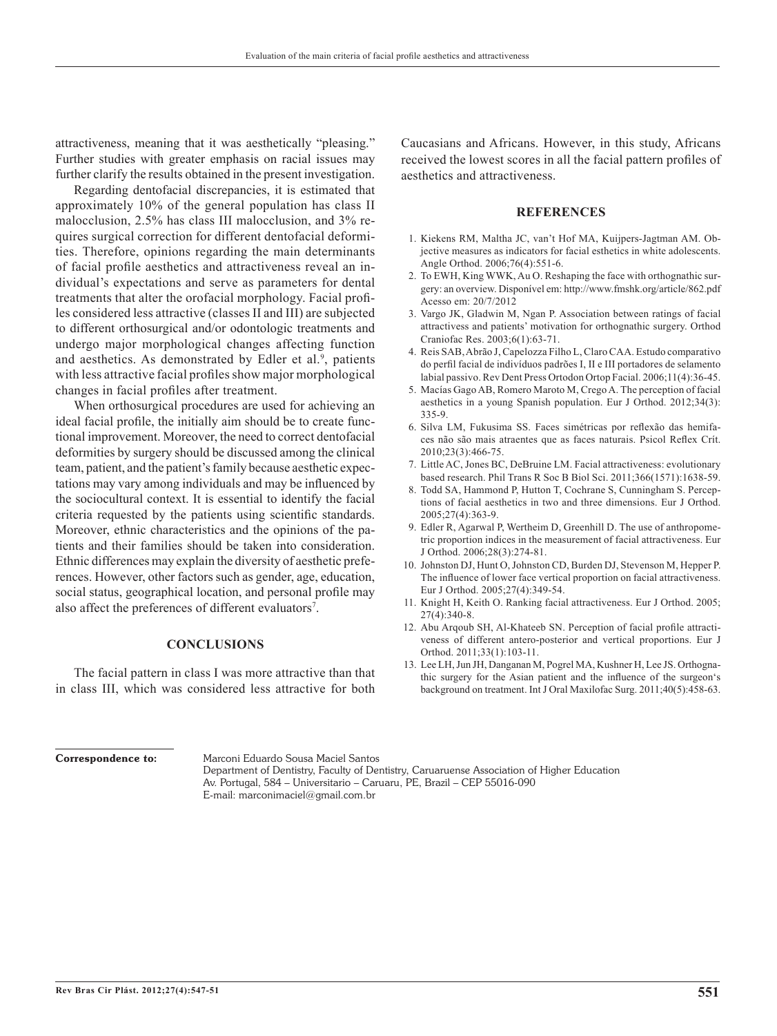attractiveness, meaning that it was aesthetically "pleasing." Further studies with greater emphasis on racial issues may further clarify the results obtained in the present investigation.

Regarding dentofacial discrepancies, it is estimated that approximately 10% of the general population has class II malocclusion, 2.5% has class III malocclusion, and 3% requires surgical correction for different dentofacial deformities. Therefore, opinions regarding the main determinants of facial profile aesthetics and attractiveness reveal an individual's expectations and serve as parameters for dental treatments that alter the orofacial morphology. Facial profiles considered less attractive (classes II and III) are subjected to different orthosurgical and/or odontologic treatments and undergo major morphological changes affecting function and aesthetics. As demonstrated by Edler et al.[9], patients with less attractive facial profiles show major morphological changes in facial profiles after treatment.

When orthosurgical procedures are used for achieving an ideal facial profile, the initially aim should be to create functional improvement. Moreover, the need to correct dentofacial deformities by surgery should be discussed among the clinical team, patient, and the patient's family because aesthetic expectations may vary among individuals and may be influenced by the sociocultural context. It is essential to identify the facial criteria requested by the patients using scientific standards. Moreover, ethnic characteristics and the opinions of the patients and their families should be taken into consideration. Ethnic differences may explain the diversity of aesthetic preferences. However, other factors such as gender, age, education, social status, geographical location, and personal profile may also affect the preferences of different evaluators[7].

## CONCLUSIONS

The facial pattern in class I was more attractive than that in class III, which was considered less attractive for both Caucasians and Africans. However, in this study, Africans received the lowest scores in all the facial pattern profiles of aesthetics and attractiveness.

## REFERENCES

1. Kiekens RM, Maltha JC, van't Hof MA, Kuijpers-Jagtman AM. Objective measures as indicators for facial esthetics in white adolescents. Angle Orthod. 2006;76(4):551-6.
2. To EWH, King WWK, Au O. Reshaping the face with orthognathic surgery: an overview. Disponível em: http://www.fmshk.org/article/862.pdf Acesso em: 20/7/2012
3. Vargo JK, Gladwin M, Ngan P. Association between ratings of facial attractiveness and patients' motivation for orthognathic surgery. Orthod Craniofac Res. 2003;6(1):63-71.
4. Reis SAB, Abrão J, Capelozza Filho L, Claro CAA. Estudo comparativo do perfil facial de indivíduos padrões I, II e III portadores de selamento labial passivo. Rev Dent Press Ortodon Ortop Facial. 2006;11(4):36-45.
5. Macías Gago AB, Romero Maroto M, Crego A. The perception of facial aesthetics in a young Spanish population. Eur J Orthod. 2012;34(3):335-9.
6. Silva LM, Fukusima SS. Faces simétricas por reflexão das hemifaces não são mais atraentes que as faces naturais. Psicol Reflex Crít. 2010;23(3):466-75.
7. Little AC, Jones BC, DeBruine LM. Facial attractiveness: evolutionary based research. Phil Trans R Soc B Biol Sci. 2011;366(1571):1638-59.
8. Todd SA, Hammond P, Hutton T, Cochrane S, Cunningham S. Perceptions of facial aesthetics in two and three dimensions. Eur J Orthod. 2005;27(4):363-9.
9. Edler R, Agarwal P, Wertheim D, Greenhill D. The use of anthropometric proportion indices in the measurement of facial attractiveness. Eur J Orthod. 2006;28(3):274-81.
10. Johnston DJ, Hunt O, Johnston CD, Burden DJ, Stevenson M, Hepper P. The influence of lower face vertical proportion on facial attractiveness. Eur J Orthod. 2005;27(4):349-54.
11. Knight H, Keith O. Ranking facial attractiveness. Eur J Orthod. 2005;27(4):340-8.
12. Abu Arqoub SH, Al-Khateeb SN. Perception of facial profile attractiveness of different antero-posterior and vertical proportions. Eur J Orthod. 2011;33(1):103-11.
13. Lee LH, Jun JH, Danganan M, Pogrel MA, Kushner H, Lee JS. Orthognathic surgery for the Asian patient and the influence of the surgeon's background on treatment. Int J Oral Maxilofac Surg. 2011;40(5):458-63.

**Correspondence to:** Marconi Eduardo Sousa Maciel Santos
Department of Dentistry, Faculty of Dentistry, Caruaruense Association of Higher Education
Av. Portugal, 584 – Universitario – Caruaru, PE, Brazil – CEP 55016-090
E-mail: marconimaciel@gmail.com.br